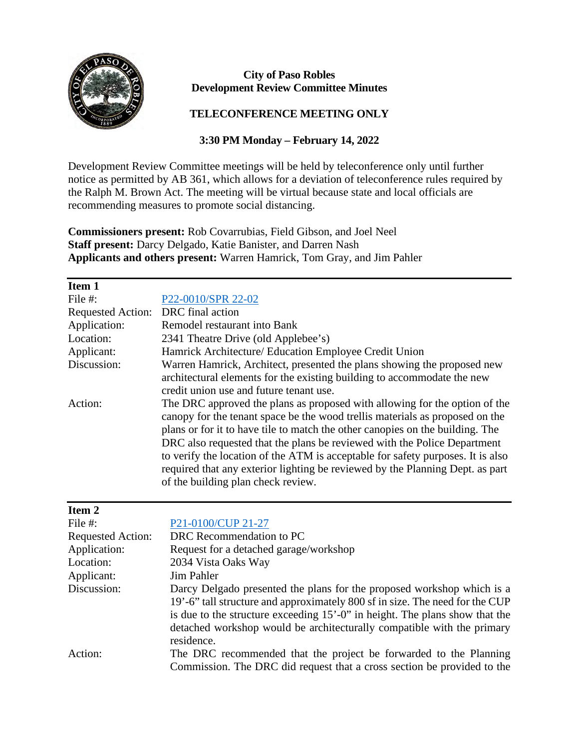**City of Paso Robles**
**Development Review Committee Minutes**

**TELECONFERENCE MEETING ONLY**

**3:30 PM Monday – February 14, 2022**

Development Review Committee meetings will be held by teleconference only until further notice as permitted by AB 361, which allows for a deviation of teleconference rules required by the Ralph M. Brown Act. The meeting will be virtual because state and local officials are recommending measures to promote social distancing.

**Commissioners present:** Rob Covarrubias, Field Gibson, and Joel Neel
**Staff present:** Darcy Delgado, Katie Banister, and Darren Nash
**Applicants and others present:** Warren Hamrick, Tom Gray, and Jim Pahler

---

**Item 1**

| | |
|---|---|
| File #: | P22-0010/SPR 22-02 |
| Requested Action: | DRC final action |
| Application: | Remodel restaurant into Bank |
| Location: | 2341 Theatre Drive (old Applebee's) |
| Applicant: | Hamrick Architecture/ Education Employee Credit Union |
| Discussion: | Warren Hamrick, Architect, presented the plans showing the proposed new architectural elements for the existing building to accommodate the new credit union use and future tenant use. |
| Action: | The DRC approved the plans as proposed with allowing for the option of the canopy for the tenant space be the wood trellis materials as proposed on the plans or for it to have tile to match the other canopies on the building. The DRC also requested that the plans be reviewed with the Police Department to verify the location of the ATM is acceptable for safety purposes. It is also required that any exterior lighting be reviewed by the Planning Dept. as part of the building plan check review. |

---

**Item 2**

| | |
|---|---|
| File #: | P21-0100/CUP 21-27 |
| Requested Action: | DRC Recommendation to PC |
| Application: | Request for a detached garage/workshop |
| Location: | 2034 Vista Oaks Way |
| Applicant: | Jim Pahler |
| Discussion: | Darcy Delgado presented the plans for the proposed workshop which is a 19'-6" tall structure and approximately 800 sf in size. The need for the CUP is due to the structure exceeding 15'-0" in height. The plans show that the detached workshop would be architecturally compatible with the primary residence. |
| Action: | The DRC recommended that the project be forwarded to the Planning Commission. The DRC did request that a cross section be provided to the |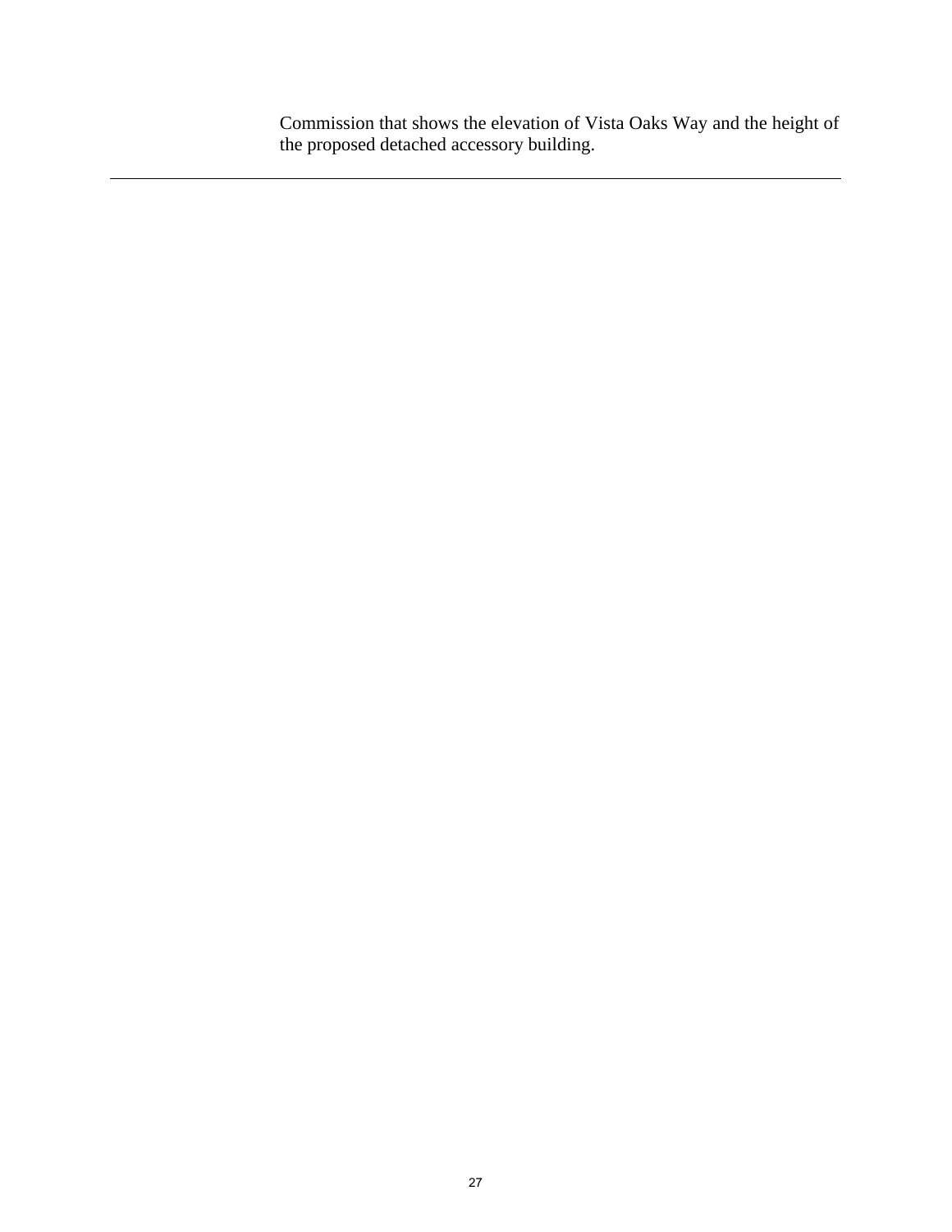Commission that shows the elevation of Vista Oaks Way and the height of the proposed detached accessory building.

---